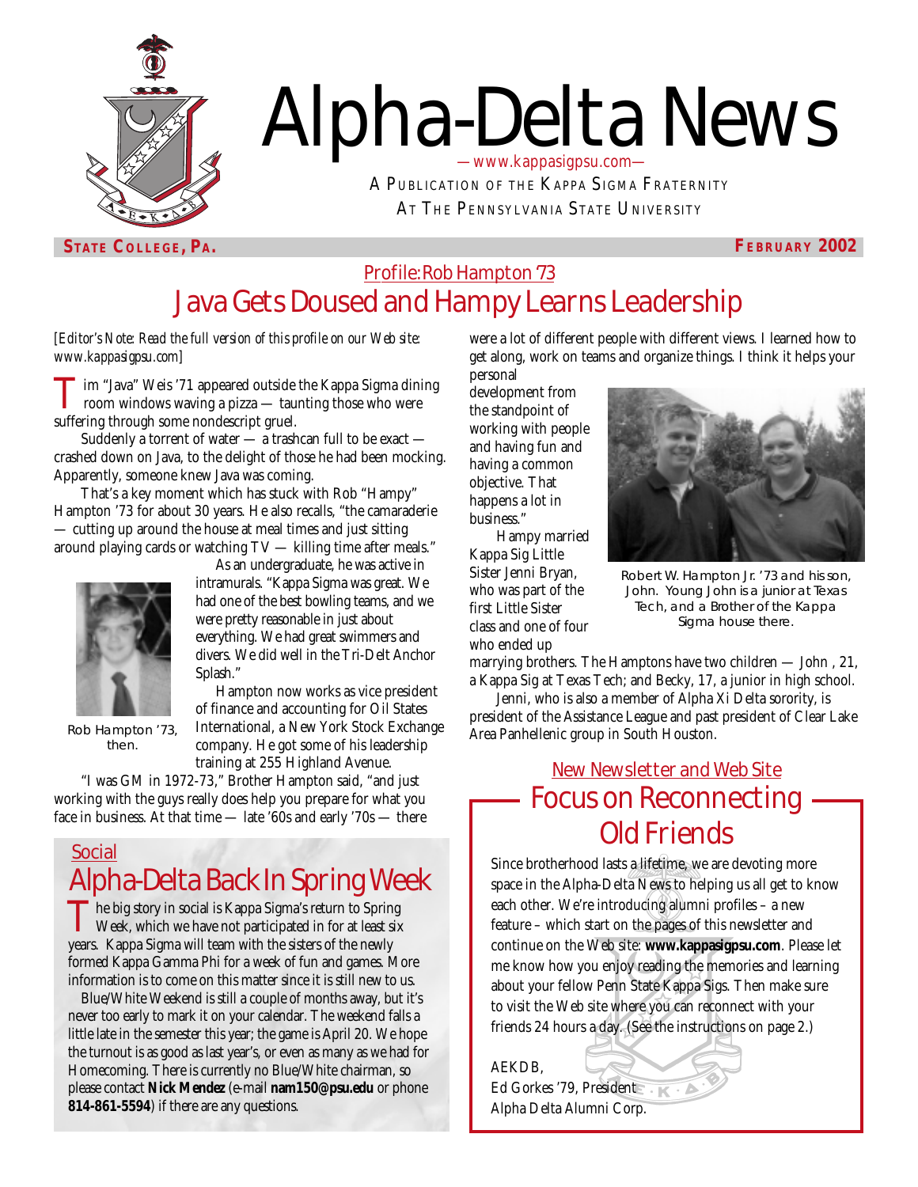# Alpha-Delta News

—www.kappasigpsu.com—

A PUBLICATION OF THE KAPPA SIGMA FRATERNITY AT THE PENNSYLVANIA STATE UNIVERSITY

**STATE COLLEGE, PA.** **FEBRUARY 2002**

Profile: Rob Hampton '73

## Java Gets Doused and Hampy Learns Leadership

*[Editor's Note: Read the full version of this profile on our Web site: www.kappasigpsu.com]*

Tim "Java" Weis '71 appeared outside the Kappa Sigma dining room windows waving a pizza — taunting those who were suffering through some nondescript gruel.

Suddenly a torrent of water — a trashcan full to be exact — crashed down on Java, to the delight of those he had been mocking. Apparently, someone knew Java was coming.

That's a key moment which has stuck with Rob "Hampy" Hampton '73 for about 30 years. He also recalls, "the camaraderie — cutting up around the house at meal times and just sitting around playing cards or watching TV — killing time after meals."

As an undergraduate, he was active in intramurals. "Kappa Sigma was great. We had one of the best bowling teams, and we were pretty reasonable in just about everything. We had great swimmers and divers. We did well in the Tri-Delt Anchor Splash."

Rob Hampton '73, then.

Hampton now works as vice president of finance and accounting for Oil States International, a New York Stock Exchange company. He got some of his leadership training at 255 Highland Avenue.

"I was GM in 1972-73," Brother Hampton said, "and just working with the guys really does help you prepare for what you face in business. At that time — late '60s and early '70s — there were a lot of different people with different views. I learned how to get along, work on teams and organize things. I think it helps your personal development from the standpoint of working with people and having fun and having a common objective. That happens a lot in business."

Hampy married Kappa Sig Little Sister Jenni Bryan, who was part of the first Little Sister class and one of four who ended up marrying brothers. The Hamptons have two children — John , 21, a Kappa Sig at Texas Tech; and Becky, 17, a junior in high school.

Robert W. Hampton Jr. '73 and his son, John. Young John is a junior at Texas Tech, and a Brother of the Kappa Sigma house there.

Jenni, who is also a member of Alpha Xi Delta sorority, is president of the Assistance League and past president of Clear Lake Area Panhellenic group in South Houston.

Social

## Alpha-Delta Back In Spring Week

The big story in social is Kappa Sigma's return to Spring Week, which we have not participated in for at least six years. Kappa Sigma will team with the sisters of the newly formed Kappa Gamma Phi for a week of fun and games. More information is to come on this matter since it is still new to us.

Blue/White Weekend is still a couple of months away, but it's never too early to mark it on your calendar. The weekend falls a little late in the semester this year; the game is April 20. We hope the turnout is as good as last year's, or even as many as we had for Homecoming. There is currently no Blue/White chairman, so please contact **Nick Mendez** (e-mail **nam150@psu.edu** or phone **814-861-5594**) if there are any questions.

New Newsletter and Web Site

## Focus on Reconnecting Old Friends

Since brotherhood lasts a lifetime, we are devoting more space in the Alpha-Delta News to helping us all get to know each other. We're introducing alumni profiles – a new feature – which start on the pages of this newsletter and continue on the Web site: **www.kappasigpsu.com**. Please let me know how you enjoy reading the memories and learning about your fellow Penn State Kappa Sigs. Then make sure to visit the Web site where you can reconnect with your friends 24 hours a day. (See the instructions on page 2.)

AEKDB,
Ed Gorkes '79, President
Alpha Delta Alumni Corp.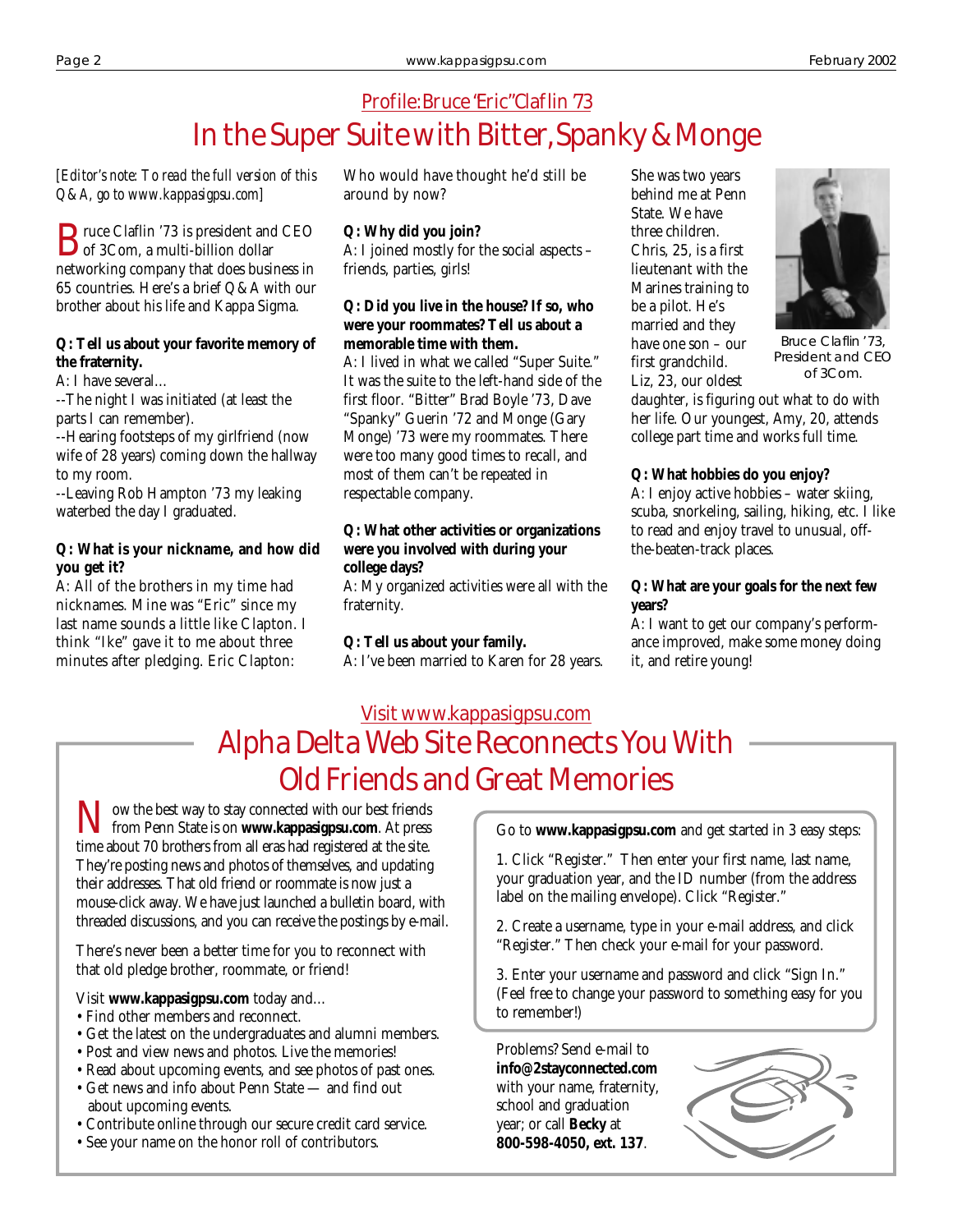## Profile: Bruce "Eric" Claflin '73

# In the Super Suite with Bitter, Spanky & Monge

*[Editor's note: To read the full version of this Q&A, go to www.kappasigpsu.com]*

Bruce Claflin '73 is president and CEO of 3Com, a multi-billion dollar networking company that does business in 65 countries. Here's a brief Q&A with our brother about his life and Kappa Sigma.

**Q: Tell us about your favorite memory of the fraternity.**

A: I have several…

--The night I was initiated (at least the parts I can remember).

--Hearing footsteps of my girlfriend (now wife of 28 years) coming down the hallway to my room.

--Leaving Rob Hampton '73 my leaking waterbed the day I graduated.

**Q: What is your nickname, and how did you get it?**

A: All of the brothers in my time had nicknames. Mine was "Eric" since my last name sounds a little like Clapton. I think "Ike" gave it to me about three minutes after pledging. Eric Clapton: Who would have thought he'd still be around by now?

**Q: Why did you join?**

A: I joined mostly for the social aspects – friends, parties, girls!

**Q: Did you live in the house? If so, who were your roommates? Tell us about a memorable time with them.**

A: I lived in what we called "Super Suite." It was the suite to the left-hand side of the first floor. "Bitter" Brad Boyle '73, Dave "Spanky" Guerin '72 and Monge (Gary Monge) '73 were my roommates. There were too many good times to recall, and most of them can't be repeated in respectable company.

**Q: What other activities or organizations were you involved with during your college days?**

A: My organized activities were all with the fraternity.

**Q: Tell us about your family.**

A: I've been married to Karen for 28 years. She was two years behind me at Penn State. We have three children. Chris, 25, is a first lieutenant with the Marines training to be a pilot. He's married and they have one son – our first grandchild. Liz, 23, our oldest daughter, is figuring out what to do with her life. Our youngest, Amy, 20, attends college part time and works full time.

Bruce Claflin '73, President and CEO of 3Com.

**Q: What hobbies do you enjoy?**

A: I enjoy active hobbies – water skiing, scuba, snorkeling, sailing, hiking, etc. I like to read and enjoy travel to unusual, off-the-beaten-track places.

**Q: What are your goals for the next few years?**

A: I want to get our company's performance improved, make some money doing it, and retire young!

## Visit www.kappasigpsu.com

# Alpha Delta Web Site Reconnects You With Old Friends and Great Memories

Now the best way to stay connected with our best friends from Penn State is on **www.kappasigpsu.com**. At press time about 70 brothers from all eras had registered at the site. They're posting news and photos of themselves, and updating their addresses. That old friend or roommate is now just a mouse-click away. We have just launched a bulletin board, with threaded discussions, and you can receive the postings by e-mail.

There's never been a better time for you to reconnect with that old pledge brother, roommate, or friend!

Visit **www.kappasigpsu.com** today and…

- Find other members and reconnect.
- Get the latest on the undergraduates and alumni members.
- Post and view news and photos. Live the memories!
- Read about upcoming events, and see photos of past ones.
- Get news and info about Penn State — and find out about upcoming events.
- Contribute online through our secure credit card service.
- See your name on the honor roll of contributors.

Go to **www.kappasigpsu.com** and get started in 3 easy steps:

1. Click "Register." Then enter your first name, last name, your graduation year, and the ID number (from the address label on the mailing envelope). Click "Register."

2. Create a username, type in your e-mail address, and click "Register." Then check your e-mail for your password.

3. Enter your username and password and click "Sign In." (Feel free to change your password to something easy for you to remember!)

Problems? Send e-mail to **info@2stayconnected.com** with your name, fraternity, school and graduation year; or call **Becky** at **800-598-4050, ext. 137**.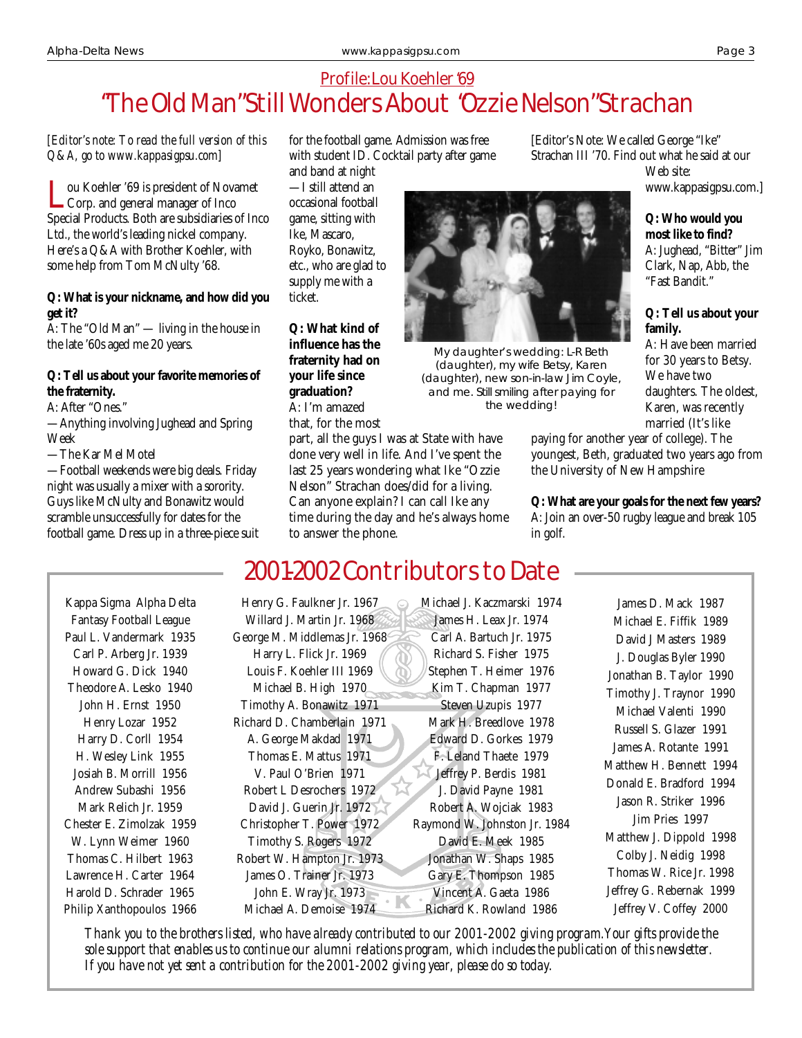## Profile: Lou Koehler '69

# "The Old Man" Still Wonders About "Ozzie Nelson" Strachan

*[Editor's note: To read the full version of this Q&A, go to www.kappasigpsu.com]*

Lou Koehler '69 is president of Novamet Corp. and general manager of Inco Special Products. Both are subsidiaries of Inco Ltd., the world's leading nickel company. Here's a Q&A with Brother Koehler, with some help from Tom McNulty '68.

**Q: What is your nickname, and how did you get it?**

A: The "Old Man" — living in the house in the late '60s aged me 20 years.

**Q: Tell us about your favorite memories of the fraternity.**

A: After "Ones."

—Anything involving Jughead and Spring Week

—The Kar Mel Motel

—Football weekends were big deals. Friday night was usually a mixer with a sorority. Guys like McNulty and Bonawitz would scramble unsuccessfully for dates for the football game. Dress up in a three-piece suit for the football game. Admission was free with student ID. Cocktail party after game and band at night—I still attend an occasional football game, sitting with Ike, Mascaro, Royko, Bonawitz, etc., who are glad to supply me with a ticket.

**Q: What kind of influence has the fraternity had on your life since graduation?**

A: I'm amazed that, for the most part, all the guys I was at State with have done very well in life. And I've spent the last 25 years wondering what Ike "Ozzie Nelson" Strachan does/did for a living. Can anyone explain? I can call Ike any time during the day and he's always home to answer the phone.

My daughter's wedding: L-R Beth (daughter), my wife Betsy, Karen (daughter), new son-in-law Jim Coyle, and me. Still smiling after paying for the wedding!

[Editor's Note: We called George "Ike" Strachan III '70. Find out what he said at our Web site: www.kappasigpsu.com.]

**Q: Who would you most like to find?**

A: Jughead, "Bitter" Jim Clark, Nap, Abb, the "Fast Bandit."

**Q: Tell us about your family.**

A: Have been married for 30 years to Betsy. We have two daughters. The oldest, Karen, was recently married (It's like paying for another year of college). The youngest, Beth, graduated two years ago from the University of New Hampshire

**Q: What are your goals for the next few years?**

A: Join an over-50 rugby league and break 105 in golf.

# 2001-2002 Contributors to Date

Kappa Sigma Alpha Delta Fantasy Football League
Paul L. Vandermark 1935
Carl P. Arberg Jr. 1939
Howard G. Dick 1940
Theodore A. Lesko 1940
John H. Ernst 1950
Henry Lozar 1952
Harry D. Corll 1954
H. Wesley Link 1955
Josiah B. Morrill 1956
Andrew Subashi 1956
Mark Relich Jr. 1959
Chester E. Zimolzak 1959
W. Lynn Weimer 1960
Thomas C. Hilbert 1963
Lawrence H. Carter 1964
Harold D. Schrader 1965
Philip Xanthopoulos 1966
Henry G. Faulkner Jr. 1967
Willard J. Martin Jr. 1968
George M. Middlemas Jr. 1968
Harry L. Flick Jr. 1969
Louis F. Koehler III 1969
Michael B. High 1970
Timothy A. Bonawitz 1971
Richard D. Chamberlain 1971
A. George Makdad 1971
Thomas E. Mattus 1971
V. Paul O'Brien 1971
Robert L Desrochers 1972
David J. Guerin Jr. 1972
Christopher T. Power 1972
Timothy S. Rogers 1972
Robert W. Hampton Jr. 1973
James O. Trainer Jr. 1973
John E. Wray Jr. 1973
Michael A. Demoise 1974
Michael J. Kaczmarski 1974
James H. Leax Jr. 1974
Carl A. Bartuch Jr. 1975
Richard S. Fisher 1975
Stephen T. Heimer 1976
Kim T. Chapman 1977
Steven Uzupis 1977
Mark H. Breedlove 1978
Edward D. Gorkes 1979
F. Leland Thaete 1979
Jeffrey P. Berdis 1981
J. David Payne 1981
Robert A. Wojciak 1983
Raymond W. Johnston Jr. 1984
David E. Meek 1985
Jonathan W. Shaps 1985
Gary E. Thompson 1985
Vincent A. Gaeta 1986
Richard K. Rowland 1986
James D. Mack 1987
Michael E. Fiffik 1989
David J Masters 1989
J. Douglas Byler 1990
Jonathan B. Taylor 1990
Timothy J. Traynor 1990
Michael Valenti 1990
Russell S. Glazer 1991
James A. Rotante 1991
Matthew H. Bennett 1994
Donald E. Bradford 1994
Jason R. Striker 1996
Jim Pries 1997
Matthew J. Dippold 1998
Colby J. Neidig 1998
Thomas W. Rice Jr. 1998
Jeffrey G. Rebernak 1999
Jeffrey V. Coffey 2000

*Thank you to the brothers listed, who have already contributed to our 2001-2002 giving program. Your gifts provide the sole support that enables us to continue our alumni relations program, which includes the publication of this newsletter. If you have not yet sent a contribution for the 2001-2002 giving year, please do so today.*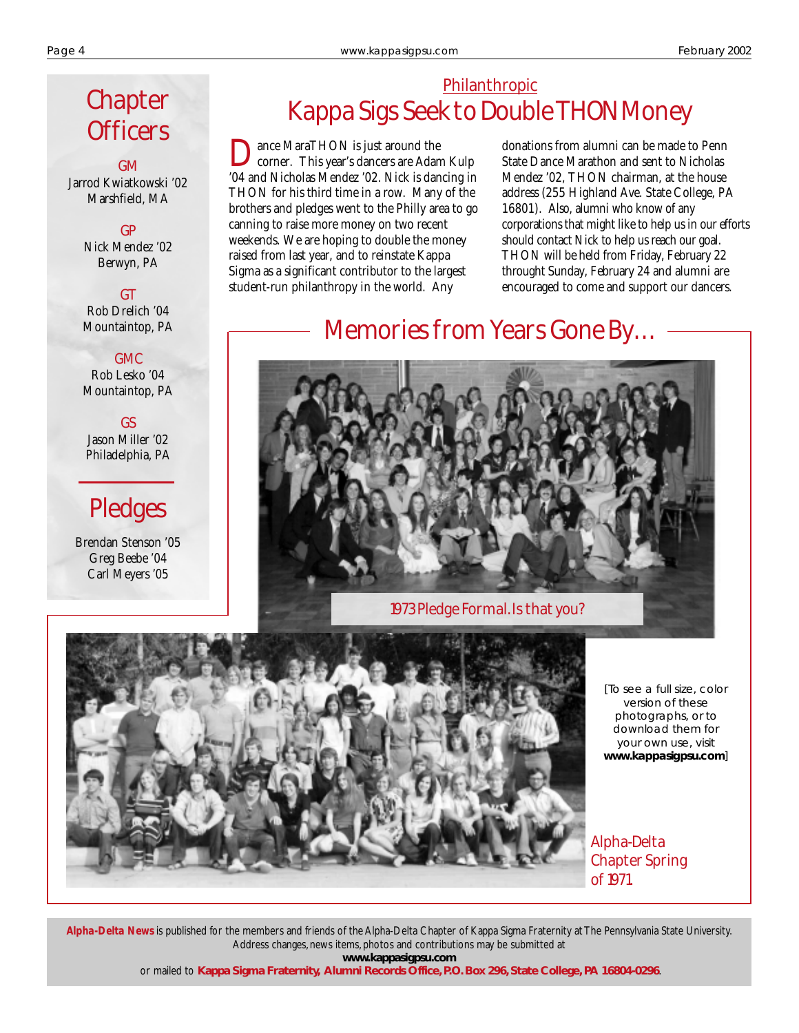## Chapter Officers

GM
Jarrod Kwiatkowski '02
Marshfield, MA

GP
Nick Mendez '02
Berwyn, PA

GT
Rob Drelich '04
Mountaintop, PA

GMC
Rob Lesko '04
Mountaintop, PA

GS
Jason Miller '02
Philadelphia, PA

## Pledges

Brendan Stenson '05
Greg Beebe '04
Carl Meyers '05

Philanthropic

# Kappa Sigs Seek to Double THON Money

Dance MaraTHON is just around the corner. This year's dancers are Adam Kulp '04 and Nicholas Mendez '02. Nick is dancing in THON for his third time in a row. Many of the brothers and pledges went to the Philly area to go canning to raise more money on two recent weekends. We are hoping to double the money raised from last year, and to reinstate Kappa Sigma as a significant contributor to the largest student-run philanthropy in the world. Any donations from alumni can be made to Penn State Dance Marathon and sent to Nicholas Mendez '02, THON chairman, at the house address (255 Highland Ave. State College, PA 16801). Also, alumni who know of any corporations that might like to help us in our efforts should contact Nick to help us reach our goal. THON will be held from Friday, February 22 throught Sunday, February 24 and alumni are encouraged to come and support our dancers.

## Memories from Years Gone By…

1973 Pledge Formal. Is that you?

[To see a full size, color version of these photographs, or to download them for your own use, visit **www.kappasigpsu.com**]

Alpha-Delta Chapter Spring of 1971

**Alpha-Delta News** is published for the members and friends of the Alpha-Delta Chapter of Kappa Sigma Fraternity at The Pennsylvania State University. Address changes, news items, photos and contributions may be submitted at **www.kappasigpsu.com** or mailed to **Kappa Sigma Fraternity, Alumni Records Office, P.O. Box 296, State College, PA 16804-0296**.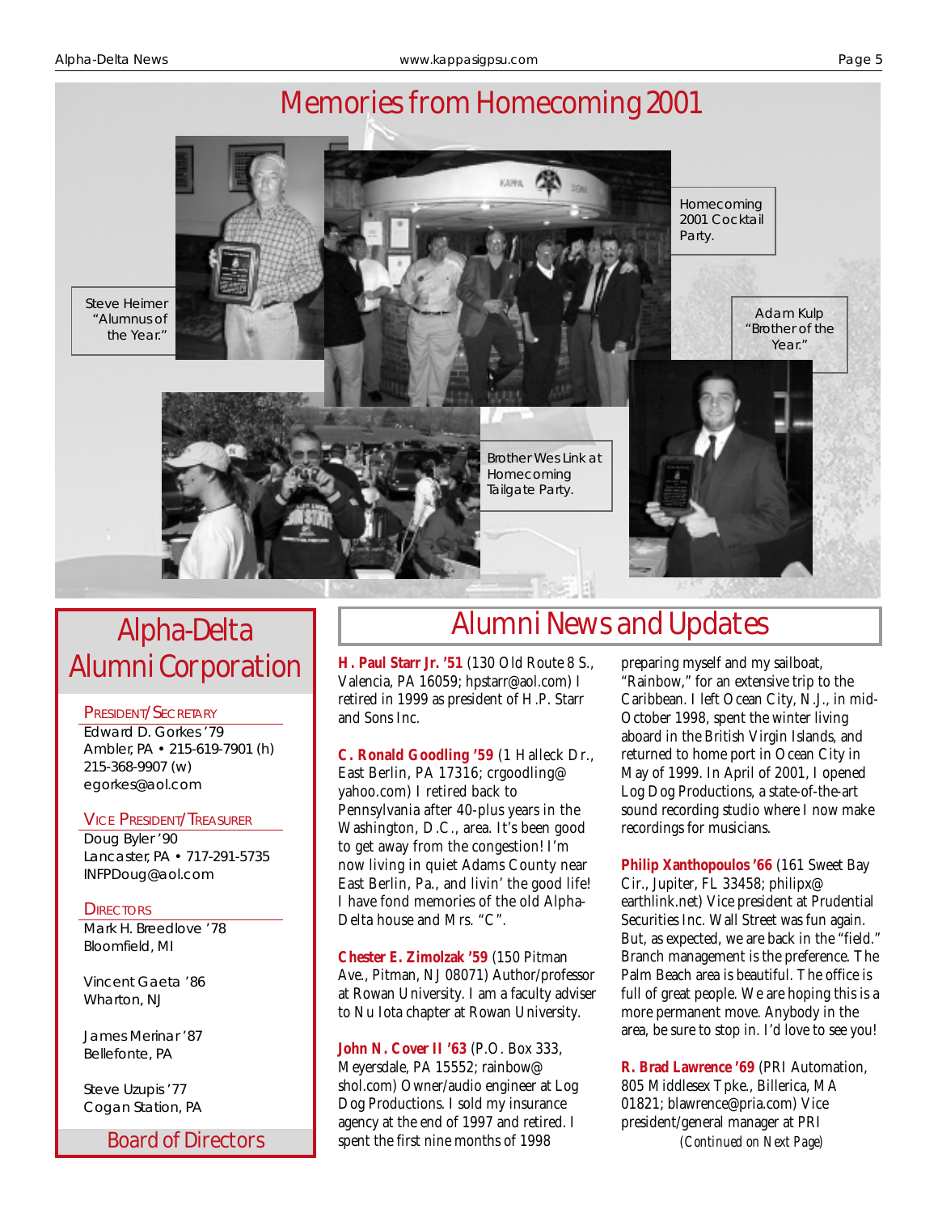# Memories from Homecoming 2001

Steve Heimer "Alumnus of the Year."

Homecoming 2001 Cocktail Party.

Adam Kulp "Brother of the Year."

Brother Wes Link at Homecoming Tailgate Party.

## Alpha-Delta Alumni Corporation

**PRESIDENT/SECRETARY**

Edward D. Gorkes '79
Ambler, PA • 215-619-7901 (h)
215-368-9907 (w)
egorkes@aol.com

**VICE PRESIDENT/TREASURER**

Doug Byler '90
Lancaster, PA • 717-291-5735
INFPDoug@aol.com

**DIRECTORS**

Mark H. Breedlove '78
Bloomfield, MI

Vincent Gaeta '86
Wharton, NJ

James Merinar '87
Bellefonte, PA

Steve Uzupis '77
Cogan Station, PA

Board of Directors

## Alumni News and Updates

**H. Paul Starr Jr. '51** (130 Old Route 8 S., Valencia, PA 16059; hpstarr@aol.com) I retired in 1999 as president of H.P. Starr and Sons Inc.

**C. Ronald Goodling '59** (1 Halleck Dr., East Berlin, PA 17316; crgoodling@yahoo.com) I retired back to Pennsylvania after 40-plus years in the Washington, D.C., area. It's been good to get away from the congestion! I'm now living in quiet Adams County near East Berlin, Pa., and livin' the good life! I have fond memories of the old Alpha-Delta house and Mrs. "C".

**Chester E. Zimolzak '59** (150 Pitman Ave., Pitman, NJ 08071) Author/professor at Rowan University. I am a faculty adviser to Nu Iota chapter at Rowan University.

**John N. Cover II '63** (P.O. Box 333, Meyersdale, PA 15552; rainbow@shol.com) Owner/audio engineer at Log Dog Productions. I sold my insurance agency at the end of 1997 and retired. I spent the first nine months of 1998 preparing myself and my sailboat, "Rainbow," for an extensive trip to the Caribbean. I left Ocean City, N.J., in mid-October 1998, spent the winter living aboard in the British Virgin Islands, and returned to home port in Ocean City in May of 1999. In April of 2001, I opened Log Dog Productions, a state-of-the-art sound recording studio where I now make recordings for musicians.

**Philip Xanthopoulos '66** (161 Sweet Bay Cir., Jupiter, FL 33458; philipx@earthlink.net) Vice president at Prudential Securities Inc. Wall Street was fun again. But, as expected, we are back in the "field." Branch management is the preference. The Palm Beach area is beautiful. The office is full of great people. We are hoping this is a more permanent move. Anybody in the area, be sure to stop in. I'd love to see you!

**R. Brad Lawrence '69** (PRI Automation, 805 Middlesex Tpke., Billerica, MA 01821; blawrence@pria.com) Vice president/general manager at PRI

*(Continued on Next Page)*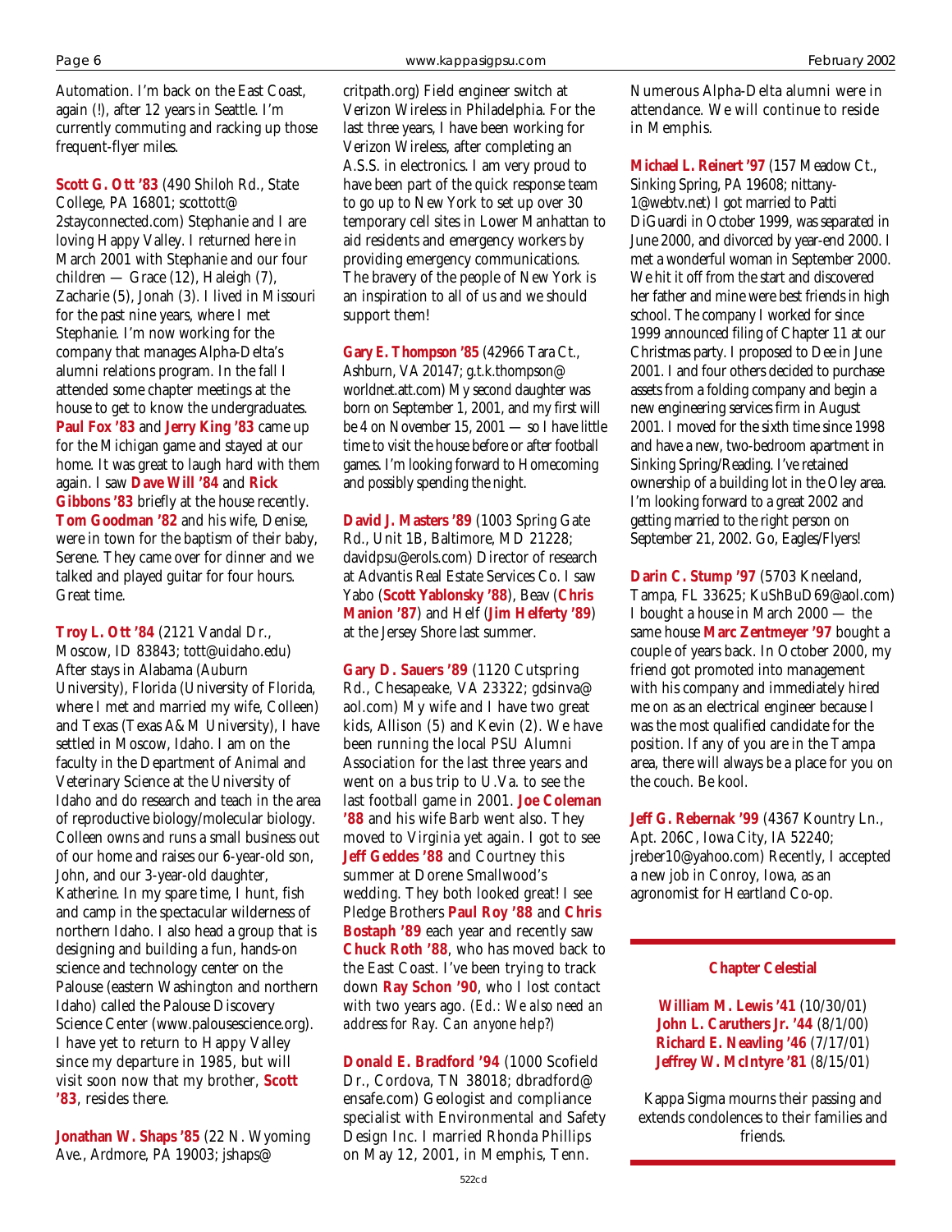Automation. I'm back on the East Coast, again (!), after 12 years in Seattle. I'm currently commuting and racking up those frequent-flyer miles.

**Scott G. Ott '83** (490 Shiloh Rd., State College, PA 16801; scottott@2stayconnected.com) Stephanie and I are loving Happy Valley. I returned here in March 2001 with Stephanie and our four children — Grace (12), Haleigh (7), Zacharie (5), Jonah (3). I lived in Missouri for the past nine years, where I met Stephanie. I'm now working for the company that manages Alpha-Delta's alumni relations program. In the fall I attended some chapter meetings at the house to get to know the undergraduates. **Paul Fox '83** and **Jerry King '83** came up for the Michigan game and stayed at our home. It was great to laugh hard with them again. I saw **Dave Will '84** and **Rick Gibbons '83** briefly at the house recently. **Tom Goodman '82** and his wife, Denise, were in town for the baptism of their baby, Serene. They came over for dinner and we talked and played guitar for four hours. Great time.

**Troy L. Ott '84** (2121 Vandal Dr., Moscow, ID 83843; tott@uidaho.edu) After stays in Alabama (Auburn University), Florida (University of Florida, where I met and married my wife, Colleen) and Texas (Texas A&M University), I have settled in Moscow, Idaho. I am on the faculty in the Department of Animal and Veterinary Science at the University of Idaho and do research and teach in the area of reproductive biology/molecular biology. Colleen owns and runs a small business out of our home and raises our 6-year-old son, John, and our 3-year-old daughter, Katherine. In my spare time, I hunt, fish and camp in the spectacular wilderness of northern Idaho. I also head a group that is designing and building a fun, hands-on science and technology center on the Palouse (eastern Washington and northern Idaho) called the Palouse Discovery Science Center (www.palousescience.org). I have yet to return to Happy Valley since my departure in 1985, but will visit soon now that my brother, **Scott '83**, resides there.

**Jonathan W. Shaps '85** (22 N. Wyoming Ave., Ardmore, PA 19003; jshaps@critpath.org) Field engineer switch at Verizon Wireless in Philadelphia. For the last three years, I have been working for Verizon Wireless, after completing an A.S.S. in electronics. I am very proud to have been part of the quick response team to go up to New York to set up over 30 temporary cell sites in Lower Manhattan to aid residents and emergency workers by providing emergency communications. The bravery of the people of New York is an inspiration to all of us and we should support them!

**Gary E. Thompson '85** (42966 Tara Ct., Ashburn, VA 20147; g.t.k.thompson@worldnet.att.com) My second daughter was born on September 1, 2001, and my first will be 4 on November 15, 2001 — so I have little time to visit the house before or after football games. I'm looking forward to Homecoming and possibly spending the night.

**David J. Masters '89** (1003 Spring Gate Rd., Unit 1B, Baltimore, MD 21228; davidpsu@erols.com) Director of research at Advantis Real Estate Services Co. I saw Yabo (**Scott Yablonsky '88**), Beav (**Chris Manion '87**) and Helf (**Jim Helferty '89**) at the Jersey Shore last summer.

**Gary D. Sauers '89** (1120 Cutspring Rd., Chesapeake, VA 23322; gdsinva@aol.com) My wife and I have two great kids, Allison (5) and Kevin (2). We have been running the local PSU Alumni Association for the last three years and went on a bus trip to U.Va. to see the last football game in 2001. **Joe Coleman '88** and his wife Barb went also. They moved to Virginia yet again. I got to see **Jeff Geddes '88** and Courtney this summer at Dorene Smallwood's wedding. They both looked great! I see Pledge Brothers **Paul Roy '88** and **Chris Bostaph '89** each year and recently saw **Chuck Roth '88**, who has moved back to the East Coast. I've been trying to track down **Ray Schon '90**, who I lost contact with two years ago. *(Ed.: We also need an address for Ray. Can anyone help?)*

**Donald E. Bradford '94** (1000 Scofield Dr., Cordova, TN 38018; dbradford@ensafe.com) Geologist and compliance specialist with Environmental and Safety Design Inc. I married Rhonda Phillips on May 12, 2001, in Memphis, Tenn. Numerous Alpha-Delta alumni were in attendance. We will continue to reside in Memphis.

**Michael L. Reinert '97** (157 Meadow Ct., Sinking Spring, PA 19608; nittany-1@webtv.net) I got married to Patti DiGuardi in October 1999, was separated in June 2000, and divorced by year-end 2000. I met a wonderful woman in September 2000. We hit it off from the start and discovered her father and mine were best friends in high school. The company I worked for since 1999 announced filing of Chapter 11 at our Christmas party. I proposed to Dee in June 2001. I and four others decided to purchase assets from a folding company and begin a new engineering services firm in August 2001. I moved for the sixth time since 1998 and have a new, two-bedroom apartment in Sinking Spring/Reading. I've retained ownership of a building lot in the Oley area. I'm looking forward to a great 2002 and getting married to the right person on September 21, 2002. Go, Eagles/Flyers!

**Darin C. Stump '97** (5703 Kneeland, Tampa, FL 33625; KuShBuD69@aol.com) I bought a house in March 2000 — the same house **Marc Zentmeyer '97** bought a couple of years back. In October 2000, my friend got promoted into management with his company and immediately hired me on as an electrical engineer because I was the most qualified candidate for the position. If any of you are in the Tampa area, there will always be a place for you on the couch. Be kool.

**Jeff G. Rebernak '99** (4367 Kountry Ln., Apt. 206C, Iowa City, IA 52240; jreber10@yahoo.com) Recently, I accepted a new job in Conroy, Iowa, as an agronomist for Heartland Co-op.

## Chapter Celestial

**William M. Lewis '41** (10/30/01)
**John L. Caruthers Jr. '44** (8/1/00)
**Richard E. Neavling '46** (7/17/01)
**Jeffrey W. McIntyre '81** (8/15/01)

Kappa Sigma mourns their passing and extends condolences to their families and friends.